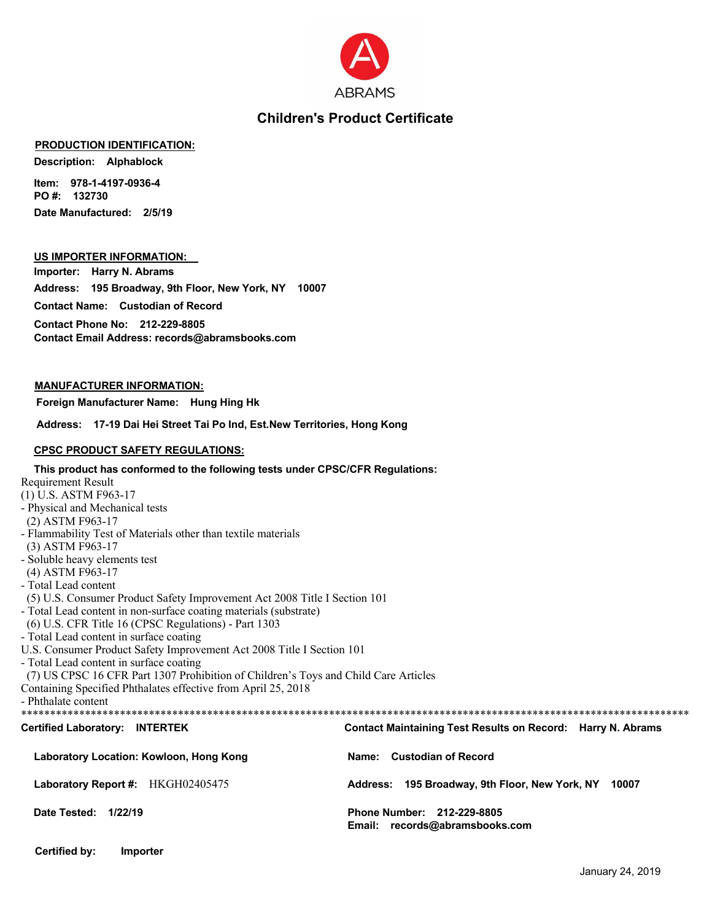ABRAMS

# Children's Product Certificate

**PRODUCTION IDENTIFICATION:**

**Description:** Alphablock

**Item:** 978-1-4197-0936-4
**PO #:** 132730
**Date Manufactured:** 2/5/19

**US IMPORTER INFORMATION:**

**Importer:** Harry N. Abrams

**Address:** 195 Broadway, 9th Floor, New York, NY 10007

**Contact Name:** Custodian of Record

**Contact Phone No:** 212-229-8805
**Contact Email Address:** records@abramsbooks.com

**MANUFACTURER INFORMATION:**

**Foreign Manufacturer Name:** Hung Hing Hk

**Address:** 17-19 Dai Hei Street Tai Po Ind, Est.New Territories, Hong Kong

**CPSC PRODUCT SAFETY REGULATIONS:**

**This product has conformed to the following tests under CPSC/CFR Regulations:**

Requirement Result
(1) U.S. ASTM F963-17
- Physical and Mechanical tests
(2) ASTM F963-17
- Flammability Test of Materials other than textile materials
(3) ASTM F963-17
- Soluble heavy elements test
(4) ASTM F963-17
- Total Lead content
(5) U.S. Consumer Product Safety Improvement Act 2008 Title I Section 101
- Total Lead content in non-surface coating materials (substrate)
(6) U.S. CFR Title 16 (CPSC Regulations) - Part 1303
- Total Lead content in surface coating
U.S. Consumer Product Safety Improvement Act 2008 Title I Section 101
- Total Lead content in surface coating
(7) US CPSC 16 CFR Part 1307 Prohibition of Children's Toys and Child Care Articles
Containing Specified Phthalates effective from April 25, 2018
- Phthalate content

******************************************************************************************************************

**Certified Laboratory:** INTERTEK

**Laboratory Location:** Kowloon, Hong Kong

**Laboratory Report #:** HKGH02405475

**Date Tested:** 1/22/19

**Contact Maintaining Test Results on Record:** Harry N. Abrams

**Name:** Custodian of Record

**Address:** 195 Broadway, 9th Floor, New York, NY 10007

**Phone Number:** 212-229-8805
**Email:** records@abramsbooks.com

**Certified by:** Importer

January 24, 2019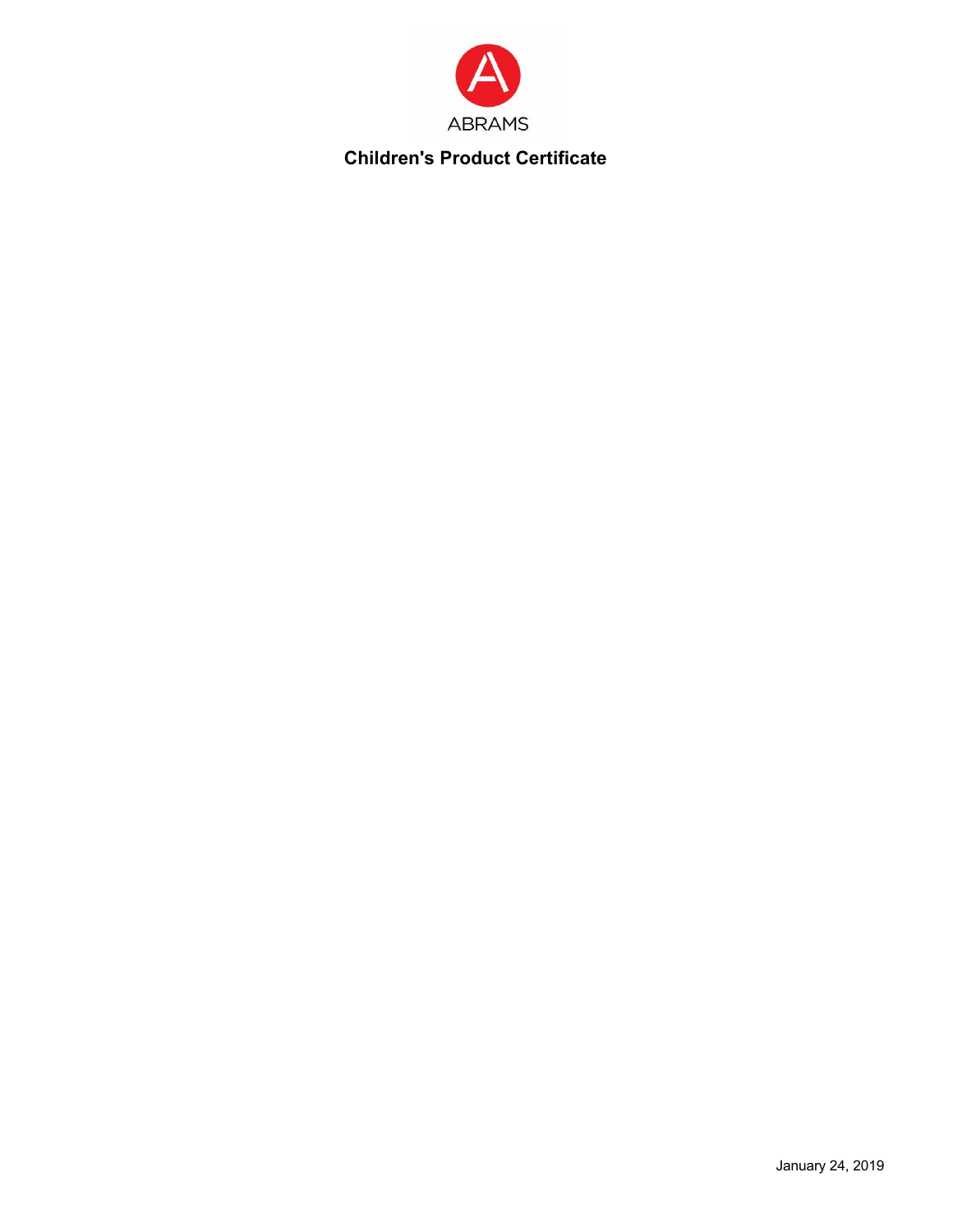ABRAMS

## Children's Product Certificate

January 24, 2019